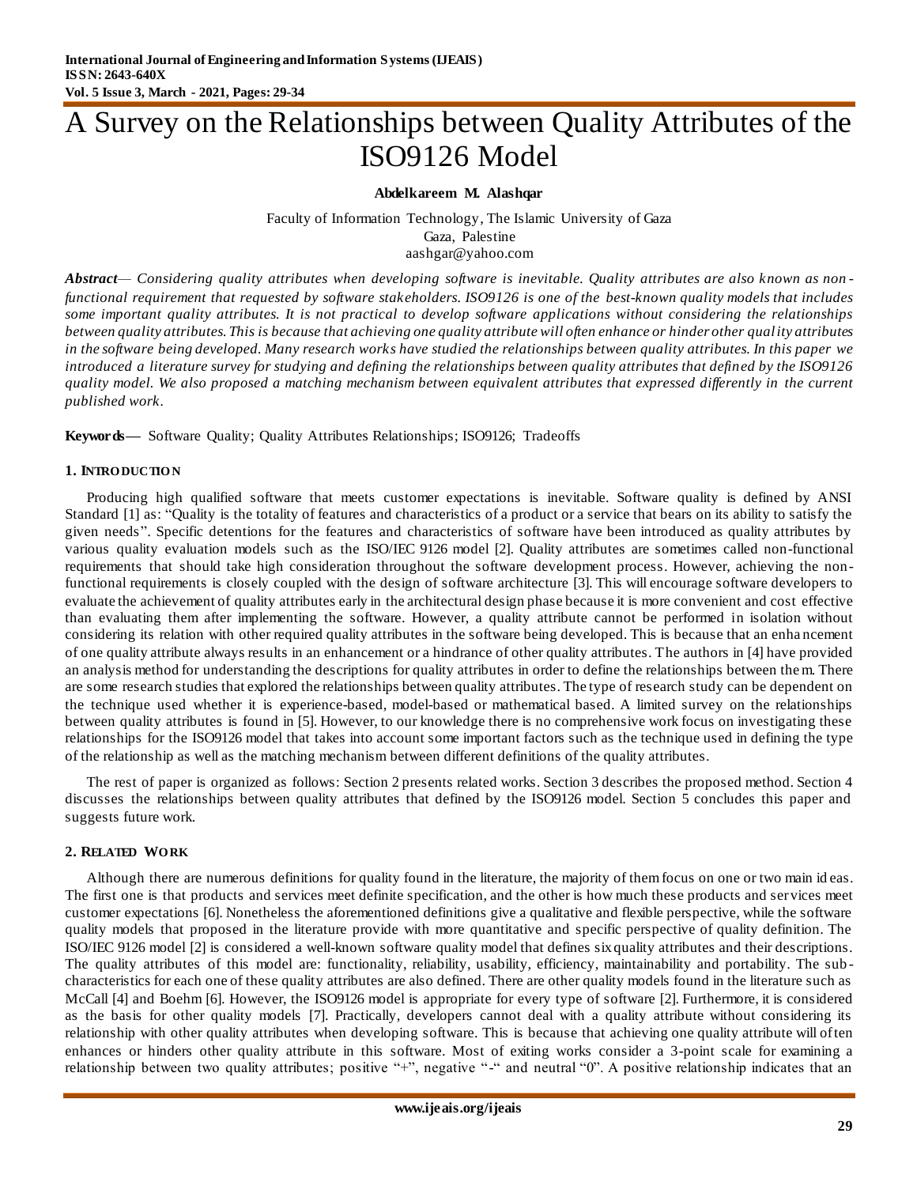# A Survey on the Relationships between Quality Attributes of the ISO9126 Model

**Abdelkareem M. Alashqar**

Faculty of Information Technology, The Islamic University of Gaza
Gaza, Palestine
aashgar@yahoo.com

***Abstract****— Considering quality attributes when developing software is inevitable. Quality attributes are also known as non-functional requirement that requested by software stakeholders. ISO9126 is one of the best-known quality models that includes some important quality attributes. It is not practical to develop software applications without considering the relationships between quality attributes. This is because that achieving one quality attribute will often enhance or hinder other quality attributes in the software being developed. Many research works have studied the relationships between quality attributes. In this paper we introduced a literature survey for studying and defining the relationships between quality attributes that defined by the ISO9126 quality model. We also proposed a matching mechanism between equivalent attributes that expressed differently in the current published work.*

**Keywords—** Software Quality; Quality Attributes Relationships; ISO9126; Tradeoffs

## 1. Introduction

Producing high qualified software that meets customer expectations is inevitable. Software quality is defined by ANSI Standard [1] as: "Quality is the totality of features and characteristics of a product or a service that bears on its ability to satisfy the given needs". Specific detentions for the features and characteristics of software have been introduced as quality attributes by various quality evaluation models such as the ISO/IEC 9126 model [2]. Quality attributes are sometimes called non-functional requirements that should take high consideration throughout the software development process. However, achieving the non-functional requirements is closely coupled with the design of software architecture [3]. This will encourage software developers to evaluate the achievement of quality attributes early in the architectural design phase because it is more convenient and cost effective than evaluating them after implementing the software. However, a quality attribute cannot be performed in isolation without considering its relation with other required quality attributes in the software being developed. This is because that an enhancement of one quality attribute always results in an enhancement or a hindrance of other quality attributes. The authors in [4] have provided an analysis method for understanding the descriptions for quality attributes in order to define the relationships between them. There are some research studies that explored the relationships between quality attributes. The type of research study can be dependent on the technique used whether it is experience-based, model-based or mathematical based. A limited survey on the relationships between quality attributes is found in [5]. However, to our knowledge there is no comprehensive work focus on investigating these relationships for the ISO9126 model that takes into account some important factors such as the technique used in defining the type of the relationship as well as the matching mechanism between different definitions of the quality attributes.

The rest of paper is organized as follows: Section 2 presents related works. Section 3 describes the proposed method. Section 4 discusses the relationships between quality attributes that defined by the ISO9126 model. Section 5 concludes this paper and suggests future work.

## 2. Related Work

Although there are numerous definitions for quality found in the literature, the majority of them focus on one or two main ideas. The first one is that products and services meet definite specification, and the other is how much these products and services meet customer expectations [6]. Nonetheless the aforementioned definitions give a qualitative and flexible perspective, while the software quality models that proposed in the literature provide with more quantitative and specific perspective of quality definition. The ISO/IEC 9126 model [2] is considered a well-known software quality model that defines six quality attributes and their descriptions. The quality attributes of this model are: functionality, reliability, usability, efficiency, maintainability and portability. The sub-characteristics for each one of these quality attributes are also defined. There are other quality models found in the literature such as McCall [4] and Boehm [6]. However, the ISO9126 model is appropriate for every type of software [2]. Furthermore, it is considered as the basis for other quality models [7]. Practically, developers cannot deal with a quality attribute without considering its relationship with other quality attributes when developing software. This is because that achieving one quality attribute will often enhances or hinders other quality attribute in this software. Most of exiting works consider a 3-point scale for examining a relationship between two quality attributes; positive "+", negative "-" and neutral "0". A positive relationship indicates that an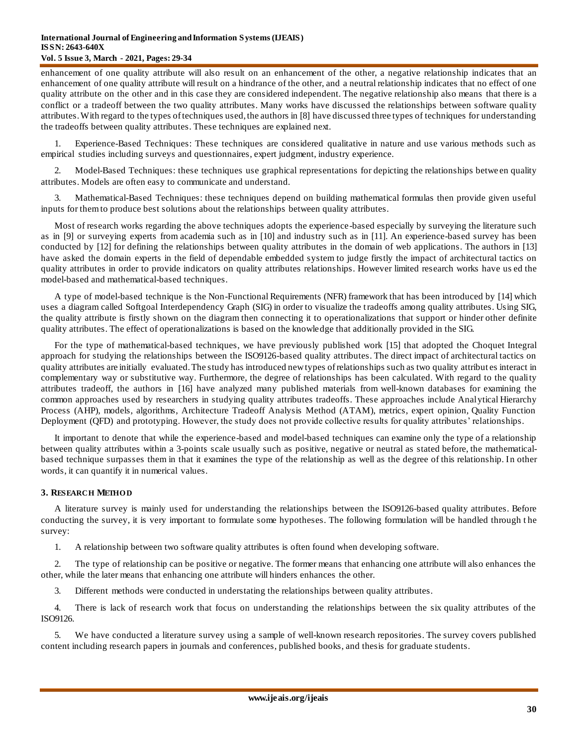enhancement of one quality attribute will also result on an enhancement of the other, a negative relationship indicates that an enhancement of one quality attribute will result on a hindrance of the other, and a neutral relationship indicates that no effect of one quality attribute on the other and in this case they are considered independent. The negative relationship also means that there is a conflict or a tradeoff between the two quality attributes. Many works have discussed the relationships between software quality attributes. With regard to the types of techniques used, the authors in [8] have discussed three types of techniques for understanding the tradeoffs between quality attributes. These techniques are explained next.

1. Experience-Based Techniques: These techniques are considered qualitative in nature and use various methods such as empirical studies including surveys and questionnaires, expert judgment, industry experience.

2. Model-Based Techniques: these techniques use graphical representations for depicting the relationships between quality attributes. Models are often easy to communicate and understand.

3. Mathematical-Based Techniques: these techniques depend on building mathematical formulas then provide given useful inputs for them to produce best solutions about the relationships between quality attributes.

Most of research works regarding the above techniques adopts the experience-based especially by surveying the literature such as in [9] or surveying experts from academia such as in [10] and industry such as in [11]. An experience-based survey has been conducted by [12] for defining the relationships between quality attributes in the domain of web applications. The authors in [13] have asked the domain experts in the field of dependable embedded system to judge firstly the impact of architectural tactics on quality attributes in order to provide indicators on quality attributes relationships. However limited research works have used the model-based and mathematical-based techniques.

A type of model-based technique is the Non-Functional Requirements (NFR) framework that has been introduced by [14] which uses a diagram called Softgoal Interdependency Graph (SIG) in order to visualize the tradeoffs among quality attributes. Using SIG, the quality attribute is firstly shown on the diagram then connecting it to operationalizations that support or hinder other definite quality attributes. The effect of operationalizations is based on the knowledge that additionally provided in the SIG.

For the type of mathematical-based techniques, we have previously published work [15] that adopted the Choquet Integral approach for studying the relationships between the ISO9126-based quality attributes. The direct impact of architectural tactics on quality attributes are initially evaluated. The study has introduced new types of relationships such as two quality attributes interact in complementary way or substitutive way. Furthermore, the degree of relationships has been calculated. With regard to the quality attributes tradeoff, the authors in [16] have analyzed many published materials from well-known databases for examining the common approaches used by researchers in studying quality attributes tradeoffs. These approaches include Analytical Hierarchy Process (AHP), models, algorithms, Architecture Tradeoff Analysis Method (ATAM), metrics, expert opinion, Quality Function Deployment (QFD) and prototyping. However, the study does not provide collective results for quality attributes' relationships.

It important to denote that while the experience-based and model-based techniques can examine only the type of a relationship between quality attributes within a 3-points scale usually such as positive, negative or neutral as stated before, the mathematical-based technique surpasses them in that it examines the type of the relationship as well as the degree of this relationship. In other words, it can quantify it in numerical values.

### 3. RESEARCH METHOD

A literature survey is mainly used for understanding the relationships between the ISO9126-based quality attributes. Before conducting the survey, it is very important to formulate some hypotheses. The following formulation will be handled through the survey:

1. A relationship between two software quality attributes is often found when developing software.

2. The type of relationship can be positive or negative. The former means that enhancing one attribute will also enhances the other, while the later means that enhancing one attribute will hinders enhances the other.

3. Different methods were conducted in understating the relationships between quality attributes.

4. There is lack of research work that focus on understanding the relationships between the six quality attributes of the ISO9126.

5. We have conducted a literature survey using a sample of well-known research repositories. The survey covers published content including research papers in journals and conferences, published books, and thesis for graduate students.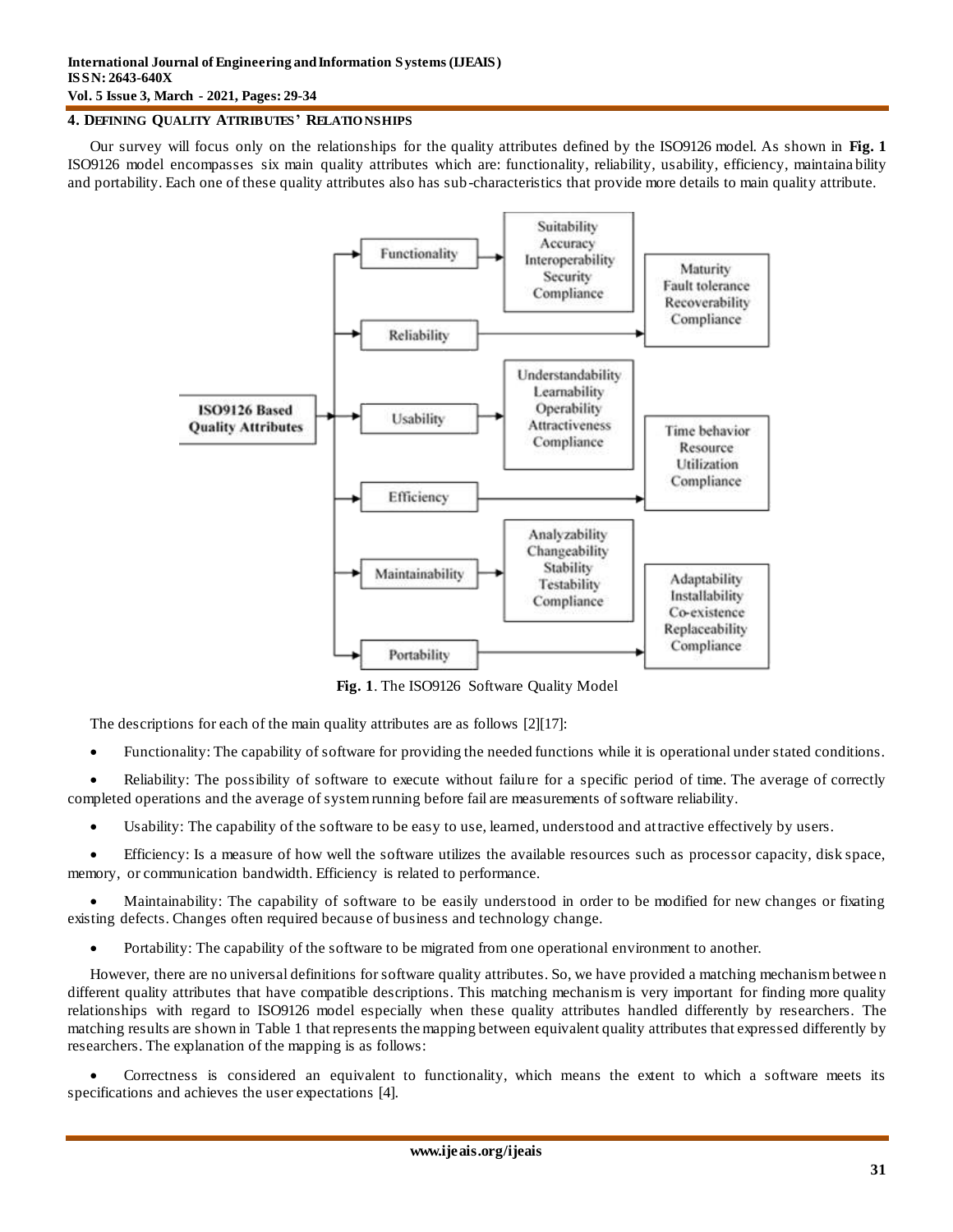## 4. Defining Quality Attributes' Relationships

Our survey will focus only on the relationships for the quality attributes defined by the ISO9126 model. As shown in **Fig. 1** ISO9126 model encompasses six main quality attributes which are: functionality, reliability, usability, efficiency, maintainability and portability. Each one of these quality attributes also has sub-characteristics that provide more details to main quality attribute.

**Fig. 1**. The ISO9126 Software Quality Model

The descriptions for each of the main quality attributes are as follows [2][17]:

- Functionality: The capability of software for providing the needed functions while it is operational under stated conditions.
- Reliability: The possibility of software to execute without failure for a specific period of time. The average of correctly completed operations and the average of system running before fail are measurements of software reliability.
- Usability: The capability of the software to be easy to use, learned, understood and attractive effectively by users.
- Efficiency: Is a measure of how well the software utilizes the available resources such as processor capacity, disk space, memory, or communication bandwidth. Efficiency is related to performance.
- Maintainability: The capability of software to be easily understood in order to be modified for new changes or fixating existing defects. Changes often required because of business and technology change.
- Portability: The capability of the software to be migrated from one operational environment to another.

However, there are no universal definitions for software quality attributes. So, we have provided a matching mechanism between different quality attributes that have compatible descriptions. This matching mechanism is very important for finding more quality relationships with regard to ISO9126 model especially when these quality attributes handled differently by researchers. The matching results are shown in Table 1 that represents the mapping between equivalent quality attributes that expressed differently by researchers. The explanation of the mapping is as follows:

- Correctness is considered an equivalent to functionality, which means the extent to which a software meets its specifications and achieves the user expectations [4].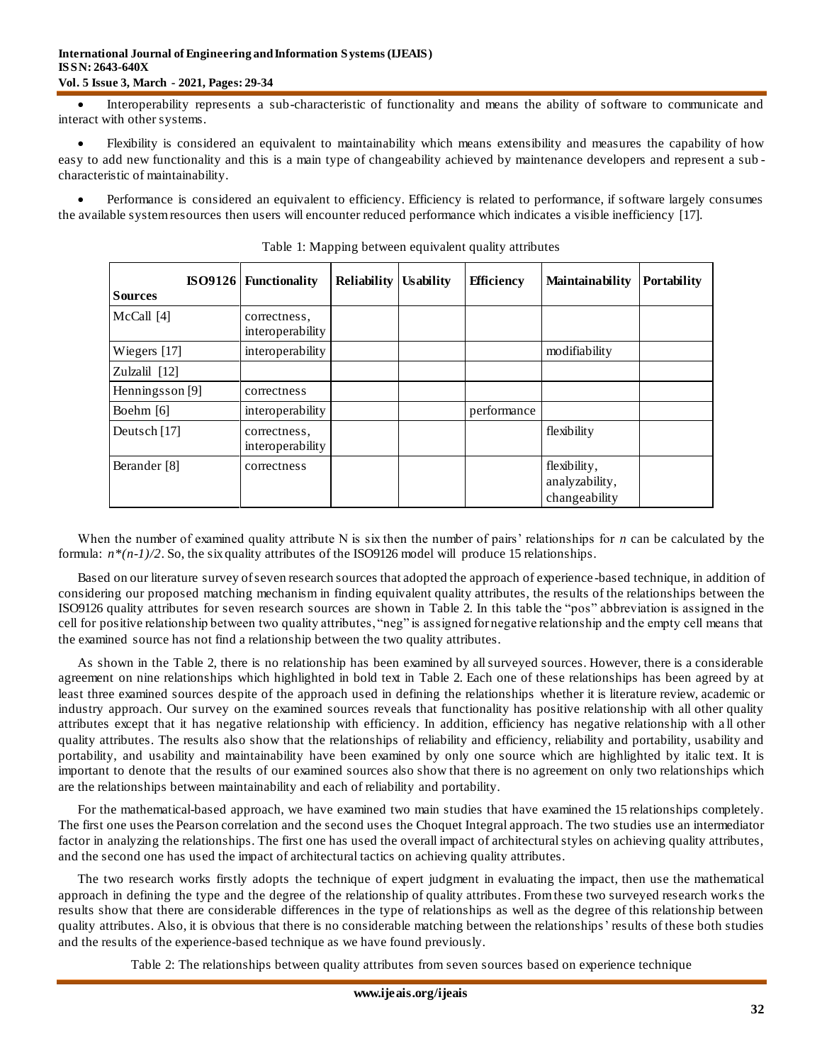- Interoperability represents a sub-characteristic of functionality and means the ability of software to communicate and interact with other systems.
- Flexibility is considered an equivalent to maintainability which means extensibility and measures the capability of how easy to add new functionality and this is a main type of changeability achieved by maintenance developers and represent a sub-characteristic of maintainability.
- Performance is considered an equivalent to efficiency. Efficiency is related to performance, if software largely consumes the available system resources then users will encounter reduced performance which indicates a visible inefficiency [17].

Table 1: Mapping between equivalent quality attributes

| Sources / ISO9126 | Functionality | Reliability | Usability | Efficiency | Maintainability | Portability |
|---|---|---|---|---|---|---|
| McCall [4] | correctness, interoperability | | | | | |
| Wiegers [17] | interoperability | | | | modifiability | |
| Zulzalil [12] | | | | | | |
| Henningsson [9] | correctness | | | | | |
| Boehm [6] | interoperability | | | performance | | |
| Deutsch [17] | correctness, interoperability | | | | flexibility | |
| Berander [8] | correctness | | | | flexibility, analyzability, changeability | |

When the number of examined quality attribute N is six then the number of pairs' relationships for *n* can be calculated by the formula: $n*(n-1)/2$. So, the six quality attributes of the ISO9126 model will produce 15 relationships.

Based on our literature survey of seven research sources that adopted the approach of experience-based technique, in addition of considering our proposed matching mechanism in finding equivalent quality attributes, the results of the relationships between the ISO9126 quality attributes for seven research sources are shown in Table 2. In this table the "pos" abbreviation is assigned in the cell for positive relationship between two quality attributes, "neg" is assigned for negative relationship and the empty cell means that the examined source has not find a relationship between the two quality attributes.

As shown in the Table 2, there is no relationship has been examined by all surveyed sources. However, there is a considerable agreement on nine relationships which highlighted in bold text in Table 2. Each one of these relationships has been agreed by at least three examined sources despite of the approach used in defining the relationships whether it is literature review, academic or industry approach. Our survey on the examined sources reveals that functionality has positive relationship with all other quality attributes except that it has negative relationship with efficiency. In addition, efficiency has negative relationship with all other quality attributes. The results also show that the relationships of reliability and efficiency, reliability and portability, usability and portability, and usability and maintainability have been examined by only one source which are highlighted by italic text. It is important to denote that the results of our examined sources also show that there is no agreement on only two relationships which are the relationships between maintainability and each of reliability and portability.

For the mathematical-based approach, we have examined two main studies that have examined the 15 relationships completely. The first one uses the Pearson correlation and the second uses the Choquet Integral approach. The two studies use an intermediator factor in analyzing the relationships. The first one has used the overall impact of architectural styles on achieving quality attributes, and the second one has used the impact of architectural tactics on achieving quality attributes.

The two research works firstly adopts the technique of expert judgment in evaluating the impact, then use the mathematical approach in defining the type and the degree of the relationship of quality attributes. From these two surveyed research works the results show that there are considerable differences in the type of relationships as well as the degree of this relationship between quality attributes. Also, it is obvious that there is no considerable matching between the relationships' results of these both studies and the results of the experience-based technique as we have found previously.

Table 2: The relationships between quality attributes from seven sources based on experience technique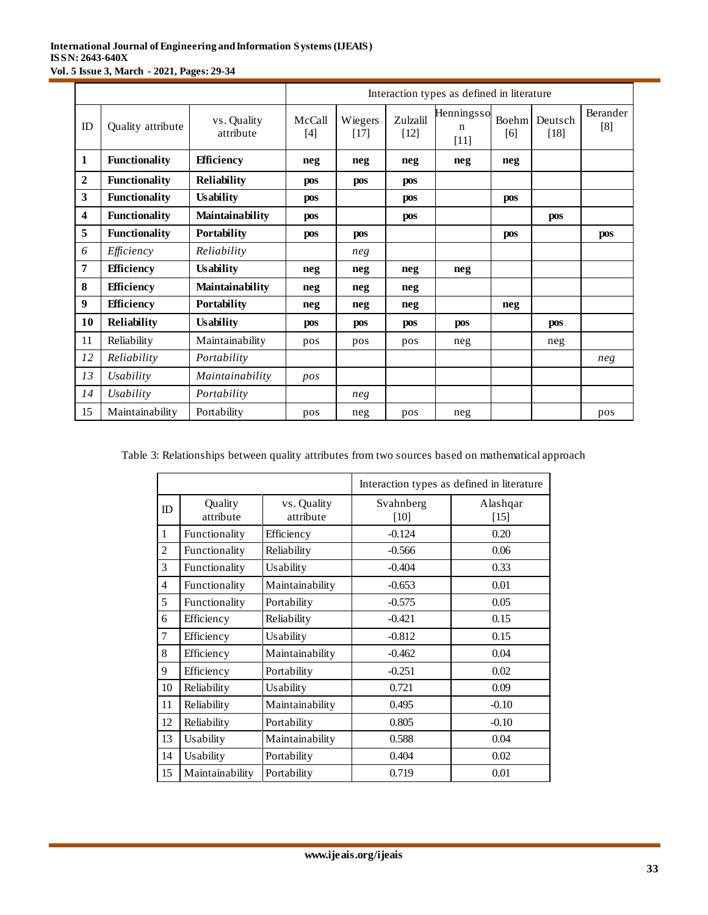| | | | Interaction types as defined in literature | | | | | | |
|---|---|---|---|---|---|---|---|---|---|
| ID | Quality attribute | vs. Quality attribute | McCall [4] | Wiegers [17] | Zulzalil [12] | Henningsson [11] | Boehm [6] | Deutsch [18] | Berander [8] |
| **1** | **Functionality** | **Efficiency** | **neg** | **neg** | **neg** | **neg** | **neg** | | |
| **2** | **Functionality** | **Reliability** | **pos** | **pos** | **pos** | | | | |
| **3** | **Functionality** | **Usability** | **pos** | | **pos** | | **pos** | | |
| **4** | **Functionality** | **Maintainability** | **pos** | | **pos** | | | **pos** | |
| **5** | **Functionality** | **Portability** | **pos** | **pos** | | | **pos** | | **pos** |
| *6* | *Efficiency* | *Reliability* | | *neg* | | | | | |
| **7** | **Efficiency** | **Usability** | **neg** | **neg** | **neg** | **neg** | | | |
| **8** | **Efficiency** | **Maintainability** | **neg** | **neg** | **neg** | | | | |
| **9** | **Efficiency** | **Portability** | **neg** | **neg** | **neg** | | **neg** | | |
| **10** | **Reliability** | **Usability** | **pos** | **pos** | **pos** | **pos** | | **pos** | |
| 11 | Reliability | Maintainability | pos | pos | pos | neg | | neg | |
| *12* | *Reliability* | *Portability* | | | | | | | *neg* |
| *13* | *Usability* | *Maintainability* | *pos* | | | | | | |
| *14* | *Usability* | *Portability* | | *neg* | | | | | |
| 15 | Maintainability | Portability | pos | neg | pos | neg | | | pos |

Table 3: Relationships between quality attributes from two sources based on mathematical approach

| | | | Interaction types as defined in literature | |
|---|---|---|---|---|
| ID | Quality attribute | vs. Quality attribute | Svahnberg [10] | Alashqar [15] |
| 1 | Functionality | Efficiency | -0.124 | 0.20 |
| 2 | Functionality | Reliability | -0.566 | 0.06 |
| 3 | Functionality | Usability | -0.404 | 0.33 |
| 4 | Functionality | Maintainability | -0.653 | 0.01 |
| 5 | Functionality | Portability | -0.575 | 0.05 |
| 6 | Efficiency | Reliability | -0.421 | 0.15 |
| 7 | Efficiency | Usability | -0.812 | 0.15 |
| 8 | Efficiency | Maintainability | -0.462 | 0.04 |
| 9 | Efficiency | Portability | -0.251 | 0.02 |
| 10 | Reliability | Usability | 0.721 | 0.09 |
| 11 | Reliability | Maintainability | 0.495 | -0.10 |
| 12 | Reliability | Portability | 0.805 | -0.10 |
| 13 | Usability | Maintainability | 0.588 | 0.04 |
| 14 | Usability | Portability | 0.404 | 0.02 |
| 15 | Maintainability | Portability | 0.719 | 0.01 |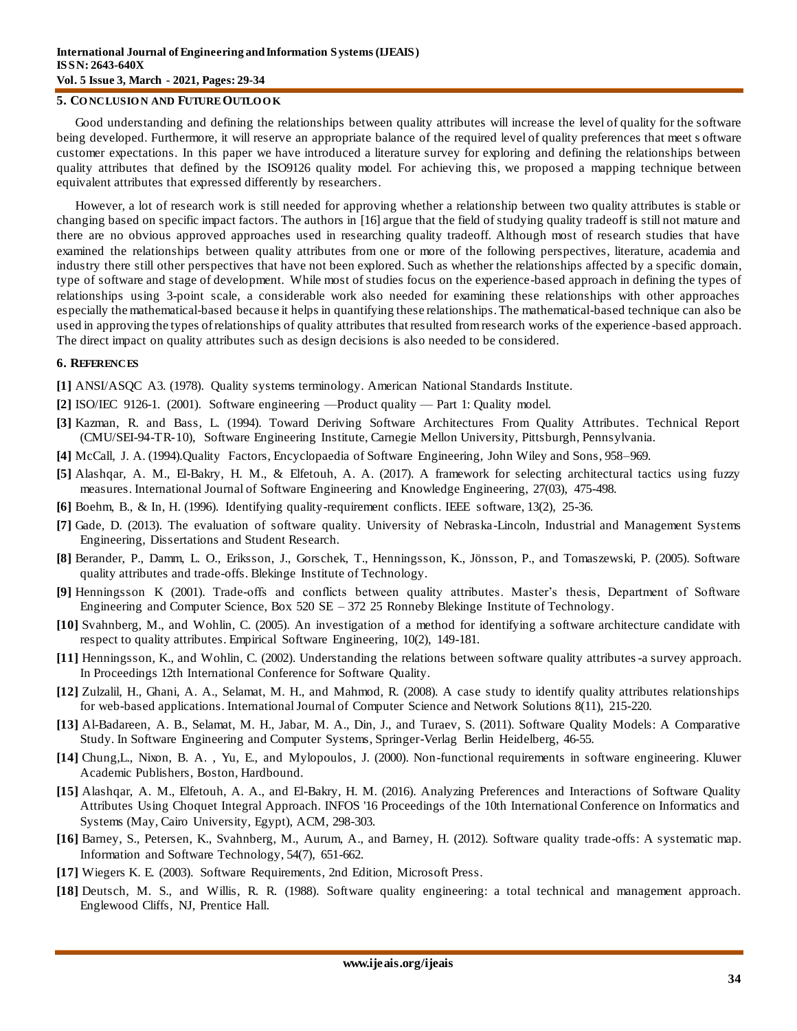## 5. CONCLUSION AND FUTURE OUTLOOK

Good understanding and defining the relationships between quality attributes will increase the level of quality for the software being developed. Furthermore, it will reserve an appropriate balance of the required level of quality preferences that meet s oftware customer expectations. In this paper we have introduced a literature survey for exploring and defining the relationships between quality attributes that defined by the ISO9126 quality model. For achieving this, we proposed a mapping technique between equivalent attributes that expressed differently by researchers.

However, a lot of research work is still needed for approving whether a relationship between two quality attributes is stable or changing based on specific impact factors. The authors in [16] argue that the field of studying quality tradeoff is still not mature and there are no obvious approved approaches used in researching quality tradeoff. Although most of research studies that have examined the relationships between quality attributes from one or more of the following perspectives, literature, academia and industry there still other perspectives that have not been explored. Such as whether the relationships affected by a specific domain, type of software and stage of development. While most of studies focus on the experience-based approach in defining the types of relationships using 3-point scale, a considerable work also needed for examining these relationships with other approaches especially the mathematical-based because it helps in quantifying these relationships. The mathematical-based technique can also be used in approving the types of relationships of quality attributes that resulted from research works of the experience-based approach. The direct impact on quality attributes such as design decisions is also needed to be considered.

## 6. REFERENCES

**[1]** ANSI/ASQC A3. (1978). Quality systems terminology. American National Standards Institute.

**[2]** ISO/IEC 9126-1. (2001). Software engineering —Product quality — Part 1: Quality model.

**[3]** Kazman, R. and Bass, L. (1994). Toward Deriving Software Architectures From Quality Attributes. Technical Report (CMU/SEI-94-TR-10), Software Engineering Institute, Carnegie Mellon University, Pittsburgh, Pennsylvania.

**[4]** McCall, J. A. (1994).Quality Factors, Encyclopaedia of Software Engineering, John Wiley and Sons, 958–969.

**[5]** Alashqar, A. M., El-Bakry, H. M., & Elfetouh, A. A. (2017). A framework for selecting architectural tactics using fuzzy measures. International Journal of Software Engineering and Knowledge Engineering, 27(03), 475-498.

**[6]** Boehm, B., & In, H. (1996). Identifying quality-requirement conflicts. IEEE software, 13(2), 25-36.

**[7]** Gade, D. (2013). The evaluation of software quality. University of Nebraska-Lincoln, Industrial and Management Systems Engineering, Dissertations and Student Research.

**[8]** Berander, P., Damm, L. O., Eriksson, J., Gorschek, T., Henningsson, K., Jönsson, P., and Tomaszewski, P. (2005). Software quality attributes and trade-offs. Blekinge Institute of Technology.

**[9]** Henningsson K (2001). Trade-offs and conflicts between quality attributes. Master's thesis, Department of Software Engineering and Computer Science, Box 520 SE – 372 25 Ronneby Blekinge Institute of Technology.

**[10]** Svahnberg, M., and Wohlin, C. (2005). An investigation of a method for identifying a software architecture candidate with respect to quality attributes. Empirical Software Engineering, 10(2), 149-181.

**[11]** Henningsson, K., and Wohlin, C. (2002). Understanding the relations between software quality attributes-a survey approach. In Proceedings 12th International Conference for Software Quality.

**[12]** Zulzalil, H., Ghani, A. A., Selamat, M. H., and Mahmod, R. (2008). A case study to identify quality attributes relationships for web-based applications. International Journal of Computer Science and Network Solutions 8(11), 215-220.

**[13]** Al-Badareen, A. B., Selamat, M. H., Jabar, M. A., Din, J., and Turaev, S. (2011). Software Quality Models: A Comparative Study. In Software Engineering and Computer Systems, Springer-Verlag Berlin Heidelberg, 46-55.

**[14]** Chung,L., Nixon, B. A. , Yu, E., and Mylopoulos, J. (2000). Non-functional requirements in software engineering. Kluwer Academic Publishers, Boston, Hardbound.

**[15]** Alashqar, A. M., Elfetouh, A. A., and El-Bakry, H. M. (2016). Analyzing Preferences and Interactions of Software Quality Attributes Using Choquet Integral Approach. INFOS '16 Proceedings of the 10th International Conference on Informatics and Systems (May, Cairo University, Egypt), ACM, 298-303.

**[16]** Barney, S., Petersen, K., Svahnberg, M., Aurum, A., and Barney, H. (2012). Software quality trade-offs: A systematic map. Information and Software Technology, 54(7), 651-662.

**[17]** Wiegers K. E. (2003). Software Requirements, 2nd Edition, Microsoft Press.

**[18]** Deutsch, M. S., and Willis, R. R. (1988). Software quality engineering: a total technical and management approach. Englewood Cliffs, NJ, Prentice Hall.